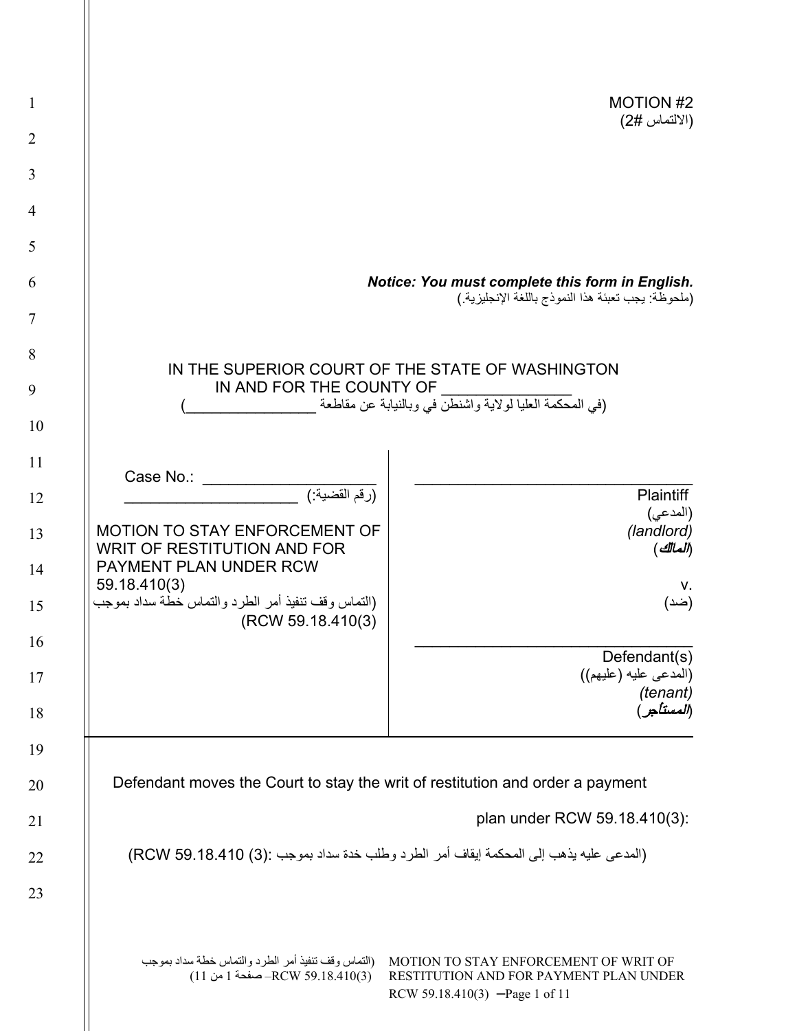MOTION #2
(الالتماس #2)

***Notice: You must complete this form in English.***
(ملحوظة: يجب تعبئة هذا النموذج باللغة الإنجليزية.)

IN THE SUPERIOR COURT OF THE STATE OF WASHINGTON
IN AND FOR THE COUNTY OF ________________
(في المحكمة العليا لولاية واشنطن في وبالنيابة عن مقاطعة ________________)

| | |
|---|---|
| Case No.: ____________________<br>(رقم القضية:) ____________________<br><br>MOTION TO STAY ENFORCEMENT OF WRIT OF RESTITUTION AND FOR PAYMENT PLAN UNDER RCW 59.18.410(3)<br>(التماس وقف تنفيذ أمر الطرد والتماس خطة سداد بموجب RCW 59.18.410(3)) | ________________________________<br>Plaintiff<br>(المدعي)<br>*(landlord)*<br>***(المالك)***<br><br>v.<br>(ضد)<br><br>________________________________<br>Defendant(s)<br>(المدعى عليه (عليهم))<br>*(tenant)*<br>***(المستأجر)*** |

Defendant moves the Court to stay the writ of restitution and order a payment plan under RCW 59.18.410(3):

(المدعى عليه يذهب إلى المحكمة إيقاف أمر الطرد وطلب خدة سداد بموجب :(3) RCW 59.18.410)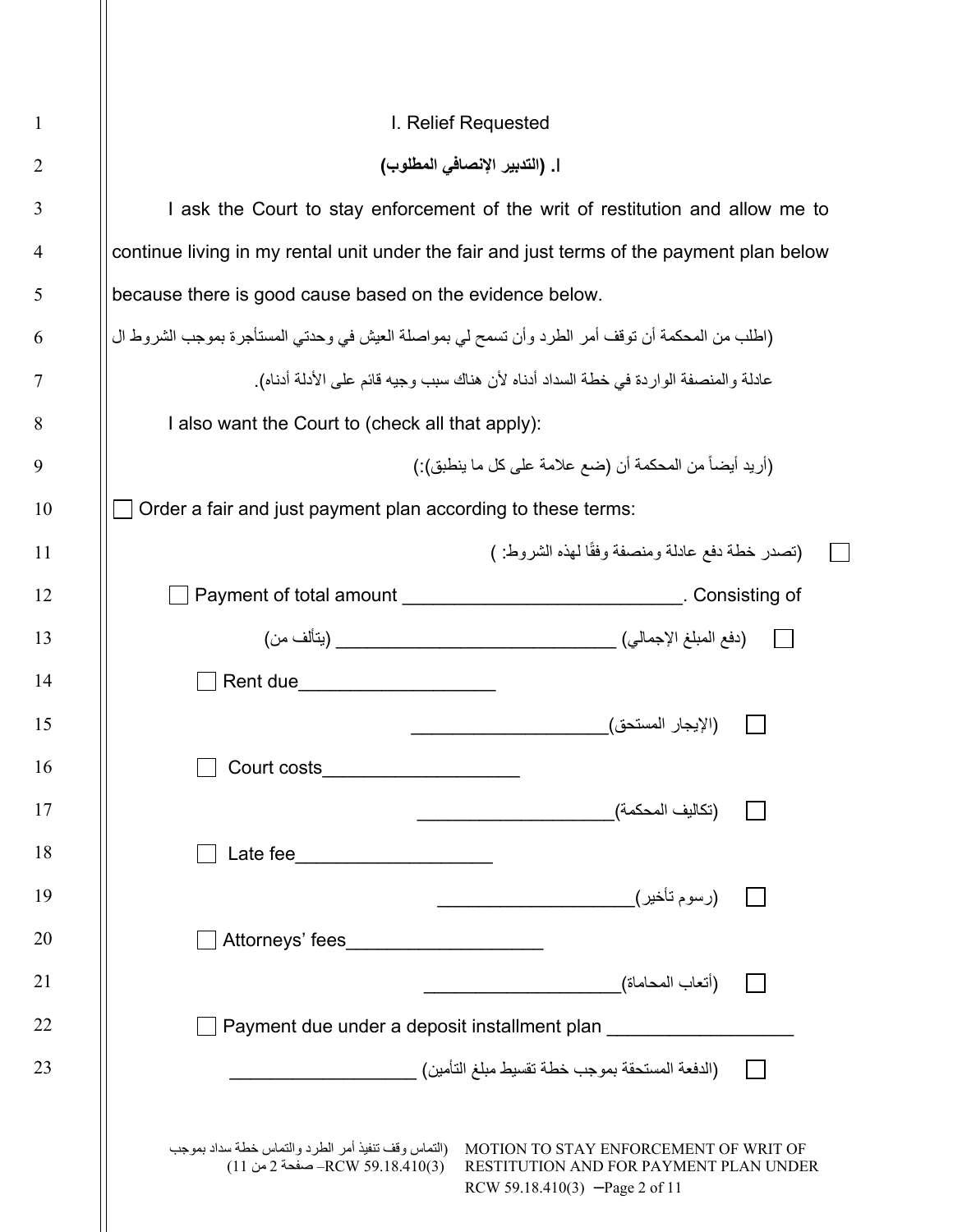## I. Relief Requested

## ا. (التدبير الإنصافي المطلوب)

I ask the Court to stay enforcement of the writ of restitution and allow me to continue living in my rental unit under the fair and just terms of the payment plan below because there is good cause based on the evidence below.

(اطلب من المحكمة أن توقف أمر الطرد وأن تسمح لي بمواصلة العيش في وحدتي المستأجرة بموجب الشروط ال عادلة والمنصفة الواردة في خطة السداد أدناه لأن هناك سبب وجيه قائم على الأدلة أدناه).

I also want the Court to (check all that apply):

(أريد أيضاً من المحكمة أن (ضع علامة على كل ما ينطبق):)

☐ Order a fair and just payment plan according to these terms:

☐ (تصدر خطة دفع عادلة ومنصفة وفقًا لهذه الشروط: )

☐ Payment of total amount ____________________________. Consisting of

☐ (دفع المبلغ الإجمالي) ____________________________ (يتألف من)

☐ Rent due____________________

☐ (الإيجار المستحق)____________________

☐ Court costs____________________

☐ (تكاليف المحكمة)____________________

☐ Late fee____________________

☐ (رسوم تأخير)____________________

☐ Attorneys' fees____________________

☐ (أتعاب المحاماة)____________________

☐ Payment due under a deposit installment plan __________________

☐ (الدفعة المستحقة بموجب خطة تقسيط مبلغ التأمين) __________________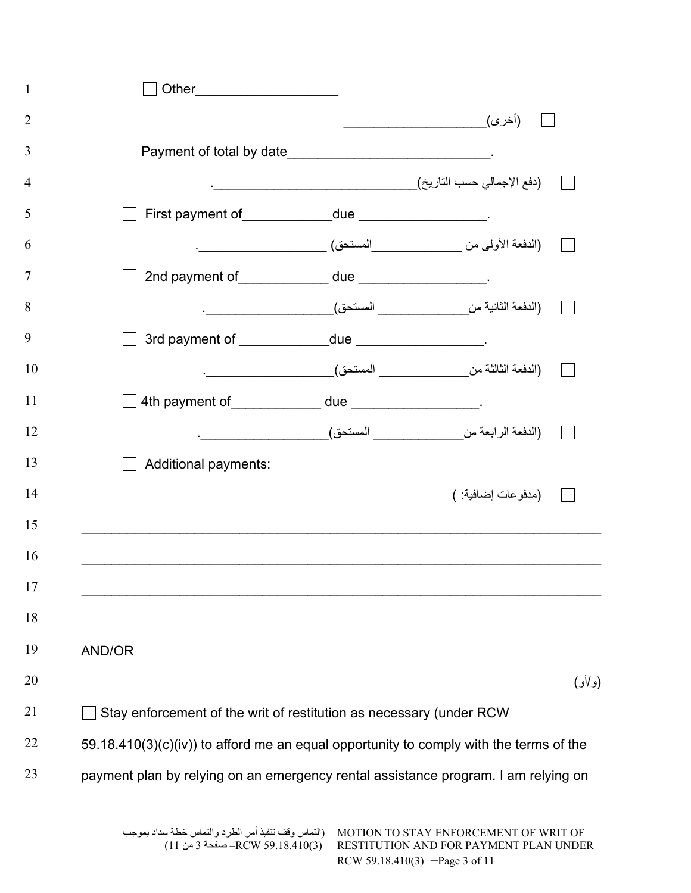☐ Other___________________

(أخرى)___________________ ☐

☐ Payment of total by date___________________________.

☐ (دفع الإجمالي حسب التاريخ)___________________________.

☐ First payment of____________due _________________.

☐ (الدفعة الأولى من ____________المستحق) _________________.

☐ 2nd payment of____________ due _________________.

☐ (الدفعة الثانية من____________ المستحق)_________________.

☐ 3rd payment of ____________due _________________.

☐ (الدفعة الثالثة من____________ المستحق)_________________.

☐ 4th payment of____________ due _________________.

☐ (الدفعة الرابعة من____________ المستحق)_________________.

☐ Additional payments:

☐ (مدفوعات إضافية: )

______________________________________________________________________

______________________________________________________________________

______________________________________________________________________

AND/OR

(و/أو)

☐ Stay enforcement of the writ of restitution as necessary (under RCW 59.18.410(3)(c)(iv)) to afford me an equal opportunity to comply with the terms of the payment plan by relying on an emergency rental assistance program. I am relying on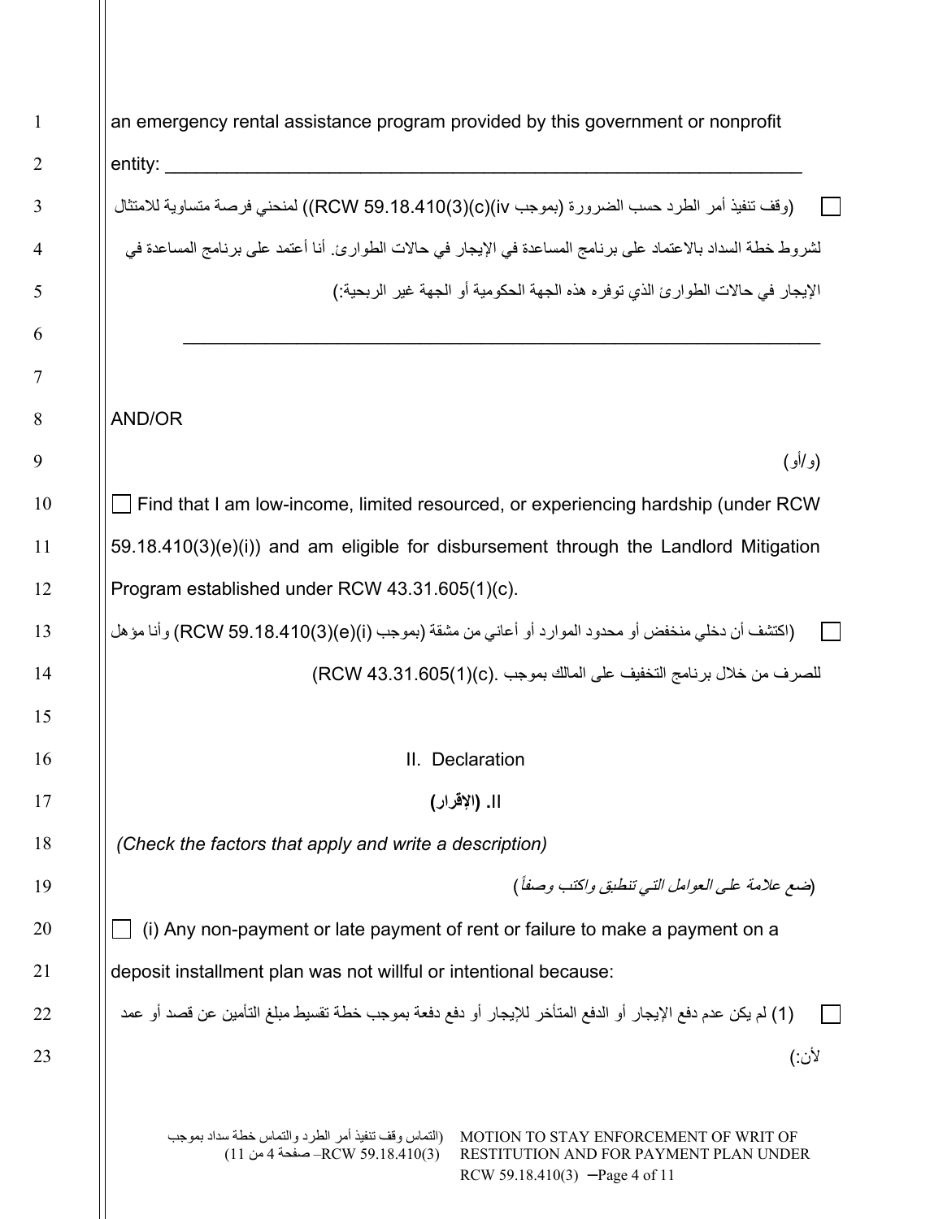an emergency rental assistance program provided by this government or nonprofit entity: ___________________________________________________________________

☐ (وقف تنفيذ أمر الطرد حسب الضرورة (بموجب RCW 59.18.410(3)(c)(iv)) لمنحني فرصة متساوية للامتثال لشروط خطة السداد بالاعتماد على برنامج المساعدة في الإيجار في حالات الطوارئ. أنا أعتمد على برنامج المساعدة في الإيجار في حالات الطوارئ الذي توفره هذه الجهة الحكومية أو الجهة غير الربحية:)

___________________________________________________________________

AND/OR

(و/أو)

☐ Find that I am low-income, limited resourced, or experiencing hardship (under RCW 59.18.410(3)(e)(i)) and am eligible for disbursement through the Landlord Mitigation Program established under RCW 43.31.605(1)(c).

☐ (اكتشف أن دخلي منخفض أو محدود الموارد أو أعاني من مشقة (بموجب RCW 59.18.410(3)(e)(i)) وأنا مؤهل للصرف من خلال برنامج التخفيف على المالك بموجب .RCW 43.31.605(1)(c))

## II. Declaration

## II. (الإقرار)

*(Check the factors that apply and write a description)*

(*ضع علامة على العوامل التي تنطبق واكتب وصفاً*)

☐ (i) Any non-payment or late payment of rent or failure to make a payment on a deposit installment plan was not willful or intentional because:

☐ (1) لم يكن عدم دفع الإيجار أو الدفع المتأخر للإيجار أو دفع دفعة بموجب خطة تقسيط مبلغ التأمين عن قصد أو عمد لأن:)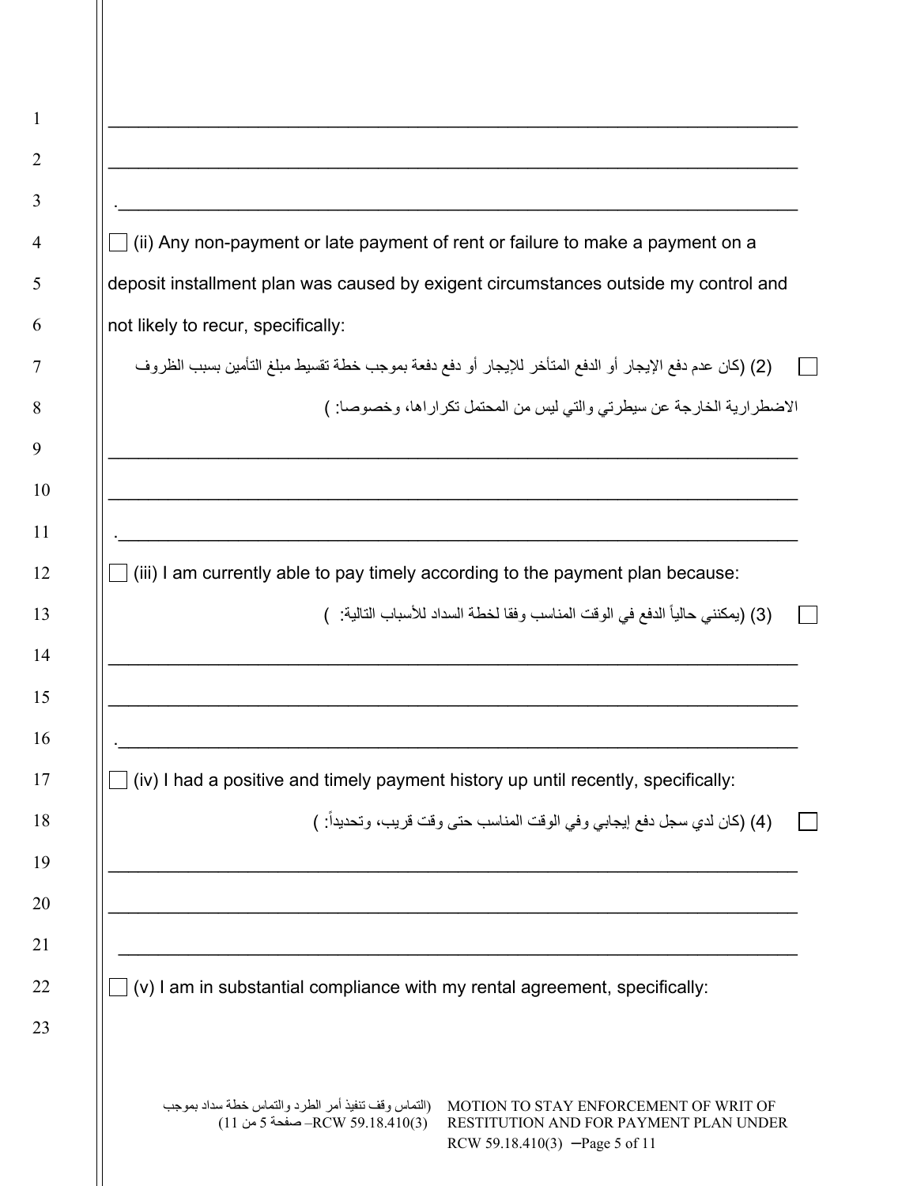\_\_\_\_\_\_\_\_\_\_\_\_\_\_\_\_\_\_\_\_\_\_\_\_\_\_\_\_\_\_\_\_\_\_\_\_\_\_\_\_\_\_\_\_\_\_\_\_\_\_\_\_\_\_\_\_\_\_\_\_\_\_\_\_\_\_

\_\_\_\_\_\_\_\_\_\_\_\_\_\_\_\_\_\_\_\_\_\_\_\_\_\_\_\_\_\_\_\_\_\_\_\_\_\_\_\_\_\_\_\_\_\_\_\_\_\_\_\_\_\_\_\_\_\_\_\_\_\_\_\_\_\_

.\_\_\_\_\_\_\_\_\_\_\_\_\_\_\_\_\_\_\_\_\_\_\_\_\_\_\_\_\_\_\_\_\_\_\_\_\_\_\_\_\_\_\_\_\_\_\_\_\_\_\_\_\_\_\_\_\_\_\_\_\_\_\_\_\_

☐ (ii) Any non-payment or late payment of rent or failure to make a payment on a deposit installment plan was caused by exigent circumstances outside my control and not likely to recur, specifically:

☐ (2) (كان عدم دفع الإيجار أو الدفع المتأخر للإيجار أو دفع دفعة بموجب خطة تقسيط مبلغ التأمين بسبب الظروف الاضطرارية الخارجة عن سيطرتي والتي ليس من المحتمل تكراراها، وخصوصا: )

\_\_\_\_\_\_\_\_\_\_\_\_\_\_\_\_\_\_\_\_\_\_\_\_\_\_\_\_\_\_\_\_\_\_\_\_\_\_\_\_\_\_\_\_\_\_\_\_\_\_\_\_\_\_\_\_\_\_\_\_\_\_\_\_\_\_

\_\_\_\_\_\_\_\_\_\_\_\_\_\_\_\_\_\_\_\_\_\_\_\_\_\_\_\_\_\_\_\_\_\_\_\_\_\_\_\_\_\_\_\_\_\_\_\_\_\_\_\_\_\_\_\_\_\_\_\_\_\_\_\_\_\_

.\_\_\_\_\_\_\_\_\_\_\_\_\_\_\_\_\_\_\_\_\_\_\_\_\_\_\_\_\_\_\_\_\_\_\_\_\_\_\_\_\_\_\_\_\_\_\_\_\_\_\_\_\_\_\_\_\_\_\_\_\_\_\_\_\_

☐ (iii) I am currently able to pay timely according to the payment plan because:

☐ (3) (يمكنني حالياً الدفع في الوقت المناسب وفقا لخطة السداد للأسباب التالية: )

\_\_\_\_\_\_\_\_\_\_\_\_\_\_\_\_\_\_\_\_\_\_\_\_\_\_\_\_\_\_\_\_\_\_\_\_\_\_\_\_\_\_\_\_\_\_\_\_\_\_\_\_\_\_\_\_\_\_\_\_\_\_\_\_\_\_

\_\_\_\_\_\_\_\_\_\_\_\_\_\_\_\_\_\_\_\_\_\_\_\_\_\_\_\_\_\_\_\_\_\_\_\_\_\_\_\_\_\_\_\_\_\_\_\_\_\_\_\_\_\_\_\_\_\_\_\_\_\_\_\_\_\_

.\_\_\_\_\_\_\_\_\_\_\_\_\_\_\_\_\_\_\_\_\_\_\_\_\_\_\_\_\_\_\_\_\_\_\_\_\_\_\_\_\_\_\_\_\_\_\_\_\_\_\_\_\_\_\_\_\_\_\_\_\_\_\_\_\_

☐ (iv) I had a positive and timely payment history up until recently, specifically:

☐ (4) (كان لدي سجل دفع إيجابي وفي الوقت المناسب حتى وقت قريب، وتحديداً: )

\_\_\_\_\_\_\_\_\_\_\_\_\_\_\_\_\_\_\_\_\_\_\_\_\_\_\_\_\_\_\_\_\_\_\_\_\_\_\_\_\_\_\_\_\_\_\_\_\_\_\_\_\_\_\_\_\_\_\_\_\_\_\_\_\_\_

\_\_\_\_\_\_\_\_\_\_\_\_\_\_\_\_\_\_\_\_\_\_\_\_\_\_\_\_\_\_\_\_\_\_\_\_\_\_\_\_\_\_\_\_\_\_\_\_\_\_\_\_\_\_\_\_\_\_\_\_\_\_\_\_\_\_

\_\_\_\_\_\_\_\_\_\_\_\_\_\_\_\_\_\_\_\_\_\_\_\_\_\_\_\_\_\_\_\_\_\_\_\_\_\_\_\_\_\_\_\_\_\_\_\_\_\_\_\_\_\_\_\_\_\_\_\_\_\_\_\_\_\_

☐ (v) I am in substantial compliance with my rental agreement, specifically: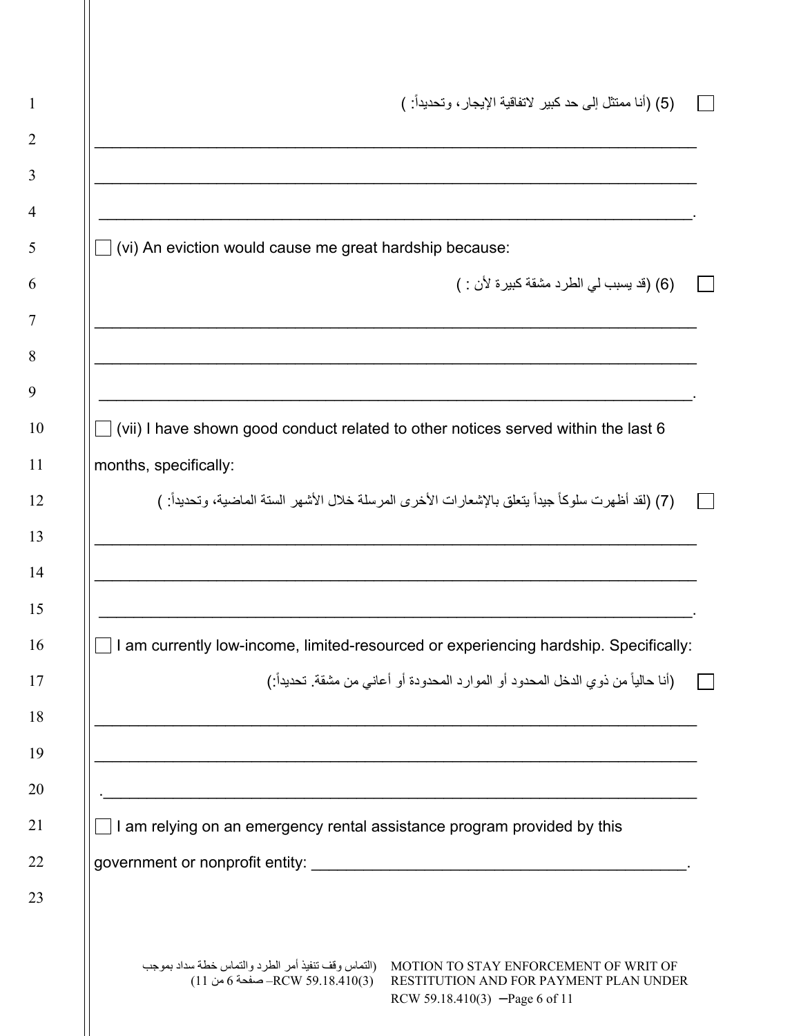☐ (5) (أنا ممتثل إلى حد كبير لاتفاقية الإيجار، وتحديداً: )

______________________________________________________________________

______________________________________________________________________

______________________________________________________________________.

☐ (vi) An eviction would cause me great hardship because:

☐ (6) (قد يسبب لي الطرد مشقة كبيرة لأن : )

______________________________________________________________________

______________________________________________________________________

______________________________________________________________________.

☐ (vii) I have shown good conduct related to other notices served within the last 6 months, specifically:

☐ (7) (لقد أظهرت سلوكاً جيداً يتعلق بالإشعارات الأخرى المرسلة خلال الأشهر الستة الماضية، وتحديداً: )

______________________________________________________________________

______________________________________________________________________

______________________________________________________________________.

☐ I am currently low-income, limited-resourced or experiencing hardship. Specifically:

☐ (أنا حالياً من ذوي الدخل المحدود أو الموارد المحدودة أو أعاني من مشقة. تحديداً:)

______________________________________________________________________

______________________________________________________________________

.______________________________________________________________________

☐ I am relying on an emergency rental assistance program provided by this government or nonprofit entity: ____________________________________________.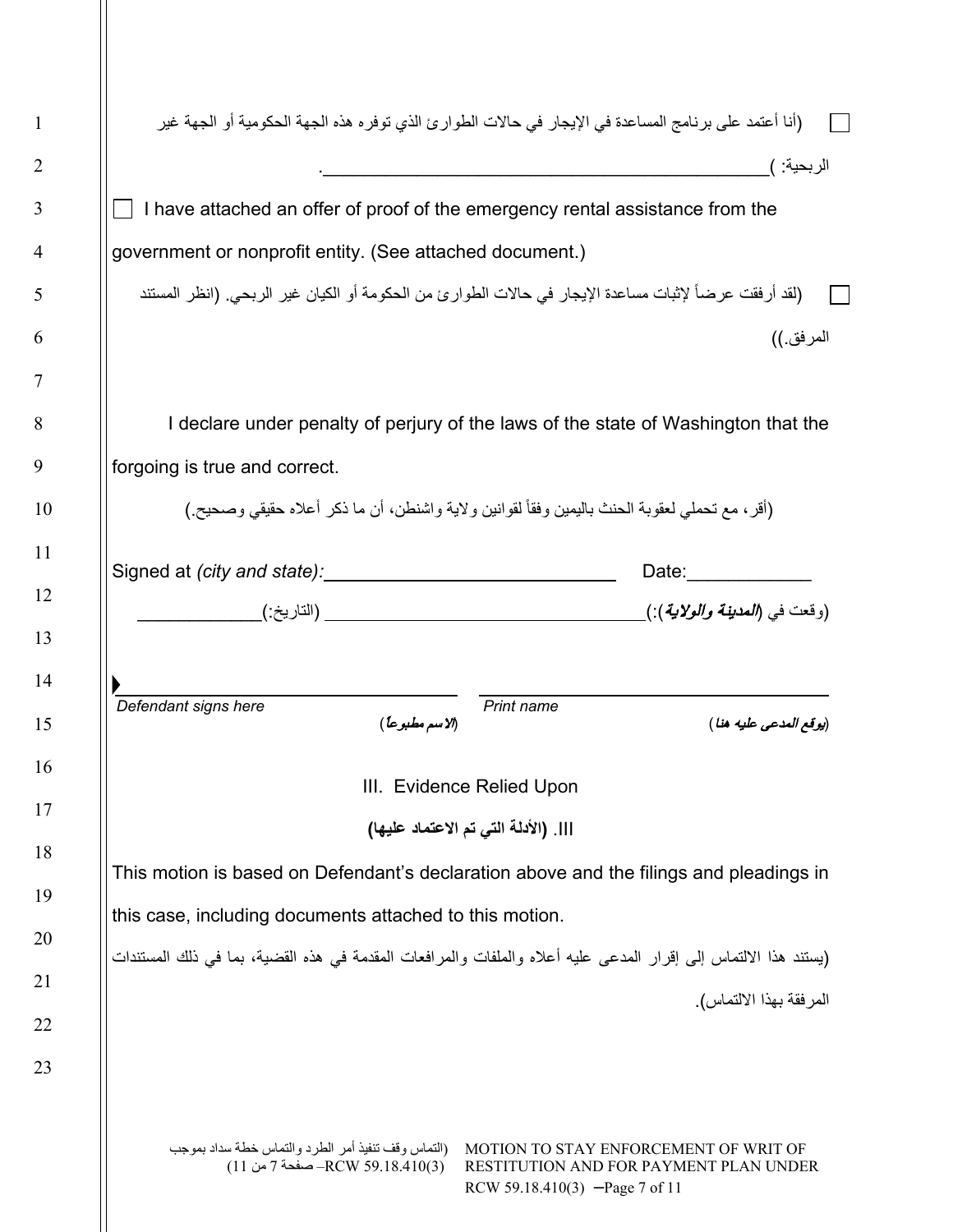☐ (أنا أعتمد على برنامج المساعدة في الإيجار في حالات الطوارئ الذي توفره هذه الجهة الحكومية أو الجهة غير الربحية: )_______________________________________________.

☐ I have attached an offer of proof of the emergency rental assistance from the government or nonprofit entity. (See attached document.)

☐ (لقد أرفقت عرضاً لإثبات مساعدة الإيجار في حالات الطوارئ من الحكومة أو الكيان غير الربحي. (انظر المستند المرفق.))

I declare under penalty of perjury of the laws of the state of Washington that the forgoing is true and correct.

(أقر، مع تحملي لعقوبة الحنث باليمين وفقاً لقوانين ولاية واشنطن، أن ما ذكر أعلاه حقيقي وصحيح.)

Signed at *(city and state):* ______________________________ Date:____________

(وقعت في (*المدينة والولاية*):)______________________________ (التاريخ:)____________

▶ ______________________________ ______________________________

*Defendant signs here* (*يوقع المدعى عليه هنا*) *Print name* (*الاسم مطبوعاً*)

## III. Evidence Relied Upon

## III. (الأدلة التي تم الاعتماد عليها)

This motion is based on Defendant's declaration above and the filings and pleadings in this case, including documents attached to this motion.

(يستند هذا الالتماس إلى إقرار المدعى عليه أعلاه والملفات والمرافعات المقدمة في هذه القضية، بما في ذلك المستندات المرفقة بهذا الالتماس).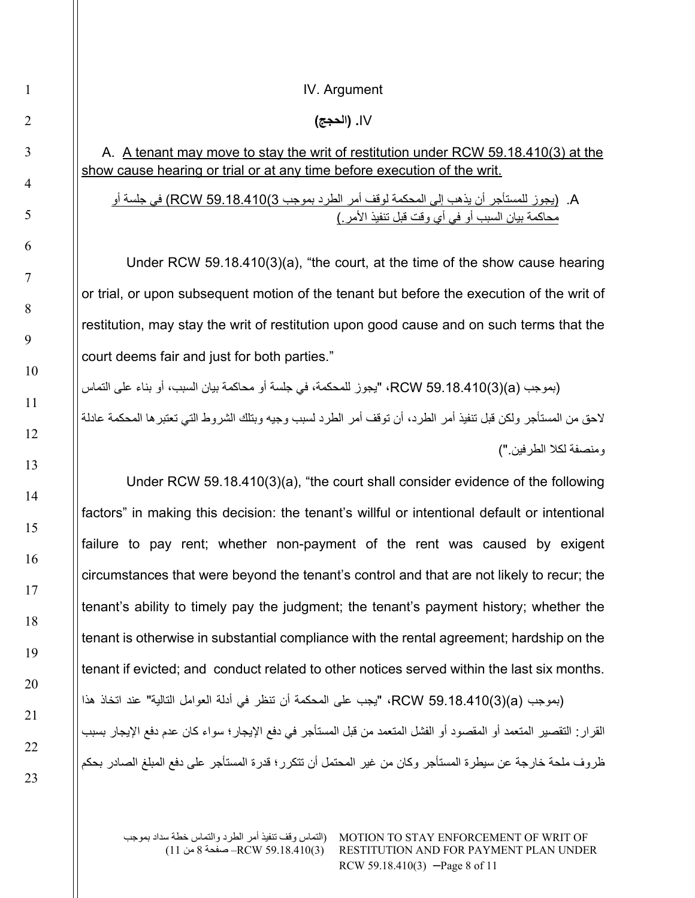## IV. Argument

## IV. (الحجج)

A. <u>A tenant may move to stay the writ of restitution under RCW 59.18.410(3) at the show cause hearing or trial or at any time before execution of the writ.</u>

A. <u>(يجوز للمستأجر أن يذهب إلى المحكمة لوقف أمر الطرد بموجب RCW 59.18.410(3) في جلسة أو محاكمة بيان السبب أو في أي وقت قبل تنفيذ الأمر.)</u>

Under RCW 59.18.410(3)(a), "the court, at the time of the show cause hearing or trial, or upon subsequent motion of the tenant but before the execution of the writ of restitution, may stay the writ of restitution upon good cause and on such terms that the court deems fair and just for both parties."

(بموجب RCW 59.18.410(3)(a)، "يجوز للمحكمة، في جلسة أو محاكمة بيان السبب، أو بناء على التماس لاحق من المستأجر ولكن قبل تنفيذ أمر الطرد، أن توقف أمر الطرد لسبب وجيه وبتلك الشروط التي تعتبرها المحكمة عادلة ومنصفة لكلا الطرفين.")

Under RCW 59.18.410(3)(a), "the court shall consider evidence of the following factors" in making this decision: the tenant's willful or intentional default or intentional failure to pay rent; whether non-payment of the rent was caused by exigent circumstances that were beyond the tenant's control and that are not likely to recur; the tenant's ability to timely pay the judgment; the tenant's payment history; whether the tenant is otherwise in substantial compliance with the rental agreement; hardship on the tenant if evicted; and conduct related to other notices served within the last six months.

(بموجب RCW 59.18.410(3)(a)، "يجب على المحكمة أن تنظر في أدلة العوامل التالية" عند اتخاذ هذا القرار: التقصير المتعمد أو المقصود أو الفشل المتعمد من قبل المستأجر في دفع الإيجار؛ سواء كان عدم دفع الإيجار بسبب ظروف ملحة خارجة عن سيطرة المستأجر وكان من غير المحتمل أن تتكرر؛ قدرة المستأجر على دفع المبلغ الصادر بحكم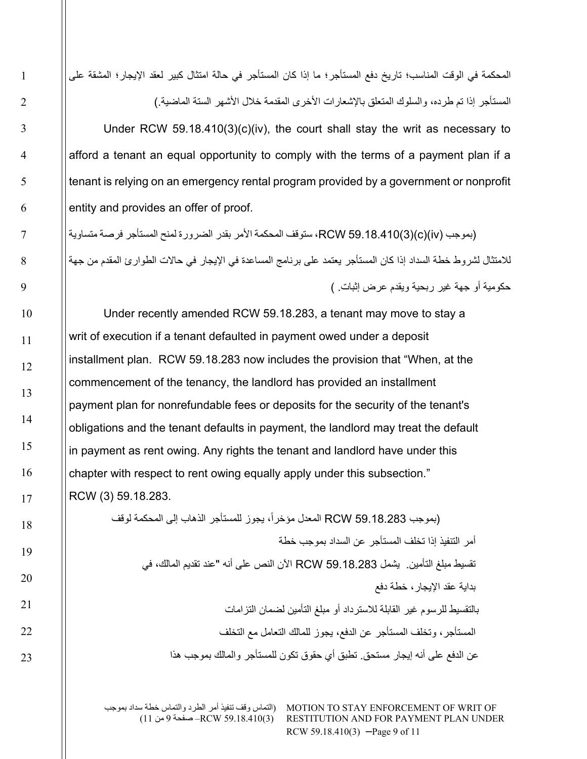المحكمة في الوقت المناسب؛ تاريخ دفع المستأجر؛ ما إذا كان المستأجر في حالة امتثال كبير لعقد الإيجار؛ المشقة على المستأجر إذا تم طرده، والسلوك المتعلق بالإشعارات الأخرى المقدمة خلال الأشهر الستة الماضية.)

Under RCW 59.18.410(3)(c)(iv), the court shall stay the writ as necessary to afford a tenant an equal opportunity to comply with the terms of a payment plan if a tenant is relying on an emergency rental program provided by a government or nonprofit entity and provides an offer of proof.

(بموجب RCW 59.18.410(3)(c)(iv)، ستوقف المحكمة الأمر بقدر الضرورة لمنح المستأجر فرصة متساوية للامتثال لشروط خطة السداد إذا كان المستأجر يعتمد على برنامج المساعدة في الإيجار في حالات الطوارئ المقدم من جهة حكومية أو جهة غير ربحية ويقدم عرض إثبات. )

Under recently amended RCW 59.18.283, a tenant may move to stay a writ of execution if a tenant defaulted in payment owed under a deposit installment plan. RCW 59.18.283 now includes the provision that "When, at the commencement of the tenancy, the landlord has provided an installment payment plan for nonrefundable fees or deposits for the security of the tenant's obligations and the tenant defaults in payment, the landlord may treat the default in payment as rent owing. Any rights the tenant and landlord have under this chapter with respect to rent owing equally apply under this subsection." RCW (3) 59.18.283.

(بموجب RCW 59.18.283 المعدل مؤخراً، يجوز للمستأجر الذهاب إلى المحكمة لوقف أمر التنفيذ إذا تخلف المستأجر عن السداد بموجب خطة تقسيط مبلغ التأمين. يشمل RCW 59.18.283 الآن النص على أنه "عند تقديم المالك، في بداية عقد الإيجار، خطة دفع بالتقسيط للرسوم غير القابلة للاسترداد أو مبلغ التأمين لضمان التزامات المستأجر، وتخلف المستأجر عن الدفع، يجوز للمالك التعامل مع التخلف عن الدفع على أنه إيجار مستحق. تطبق أي حقوق تكون للمستأجر والمالك بموجب هذا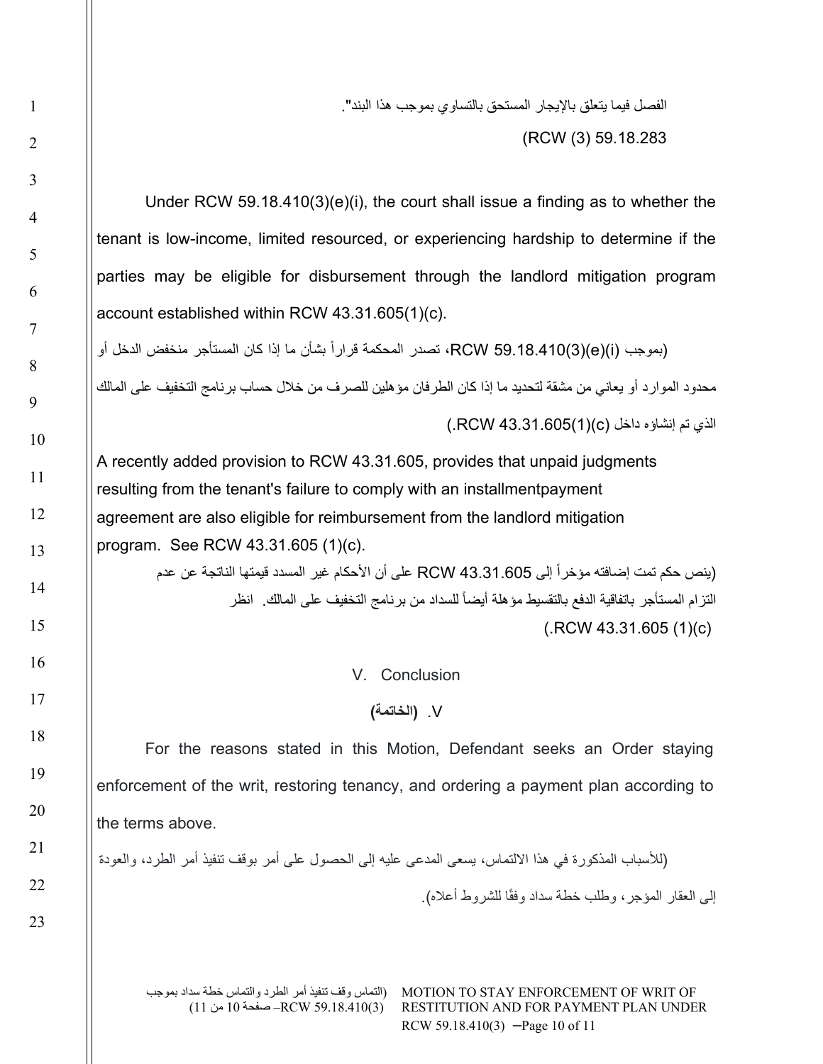الفصل فيما يتعلق بالإيجار المستحق بالتساوي بموجب هذا البند".

(RCW (3) 59.18.283

Under RCW 59.18.410(3)(e)(i), the court shall issue a finding as to whether the tenant is low-income, limited resourced, or experiencing hardship to determine if the parties may be eligible for disbursement through the landlord mitigation program account established within RCW 43.31.605(1)(c).

(بموجب RCW 59.18.410(3)(e)(i)، تصدر المحكمة قراراً بشأن ما إذا كان المستأجر منخفض الدخل أو محدود الموارد أو يعاني من مشقة لتحديد ما إذا كان الطرفان مؤهلين للصرف من خلال حساب برنامج التخفيف على المالك الذي تم إنشاؤه داخل RCW 43.31.605(1)(c).)

A recently added provision to RCW 43.31.605, provides that unpaid judgments resulting from the tenant's failure to comply with an installmentpayment agreement are also eligible for reimbursement from the landlord mitigation program. See RCW 43.31.605 (1)(c).

(ينص حكم تمت إضافته مؤخراً إلى RCW 43.31.605 على أن الأحكام غير المسدد قيمتها الناتجة عن عدم التزام المستأجر باتفاقية الدفع بالتقسيط مؤهلة أيضاً للسداد من برنامج التخفيف على المالك. انظر RCW 43.31.605 (1)(c).)

## V. Conclusion

## V. (الخاتمة)

For the reasons stated in this Motion, Defendant seeks an Order staying enforcement of the writ, restoring tenancy, and ordering a payment plan according to the terms above.

(للأسباب المذكورة في هذا الالتماس، يسعى المدعى عليه إلى الحصول على أمر بوقف تنفيذ أمر الطرد، والعودة إلى العقار المؤجر، وطلب خطة سداد وفقًا للشروط أعلاه).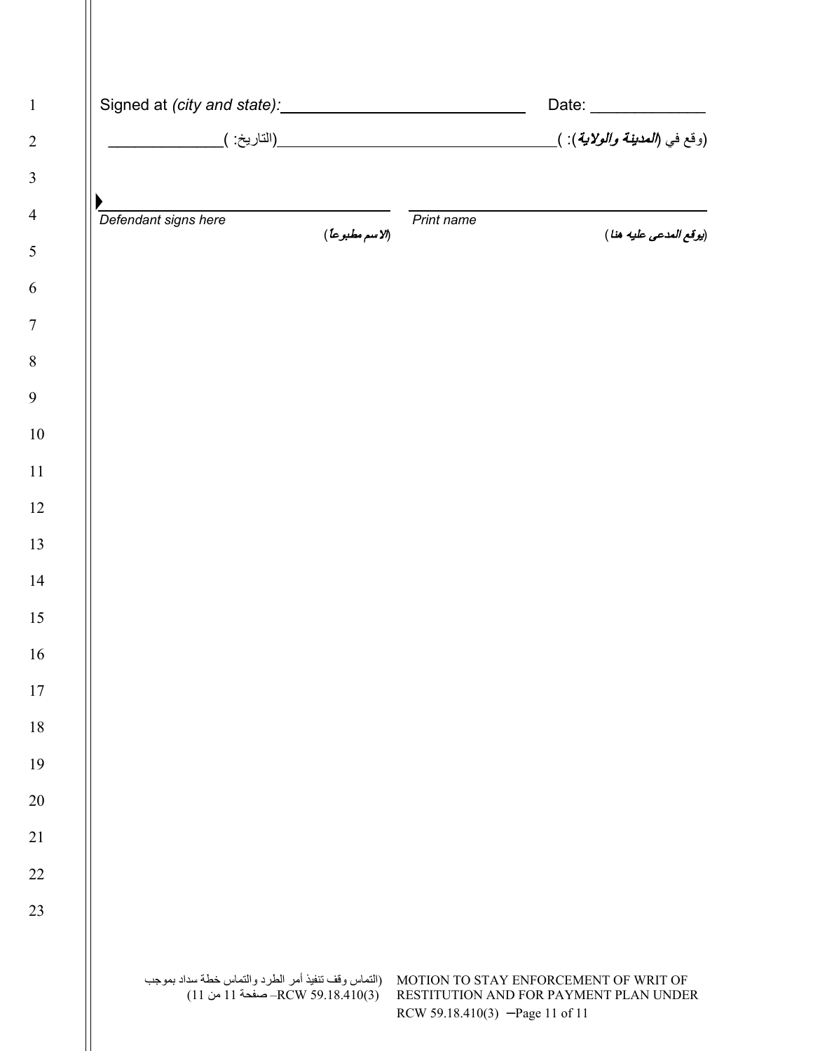Signed at *(city and state)*: ______________________________ Date: ______________

(وقع في (***المدينة والولاية***): )____________________________________(التاريخ: )______________

▶ ______________________________ ______________________________

*Defendant signs here* (***يوقع المدعى عليه هنا***)

*Print name* (***الاسم مطبوعاً***)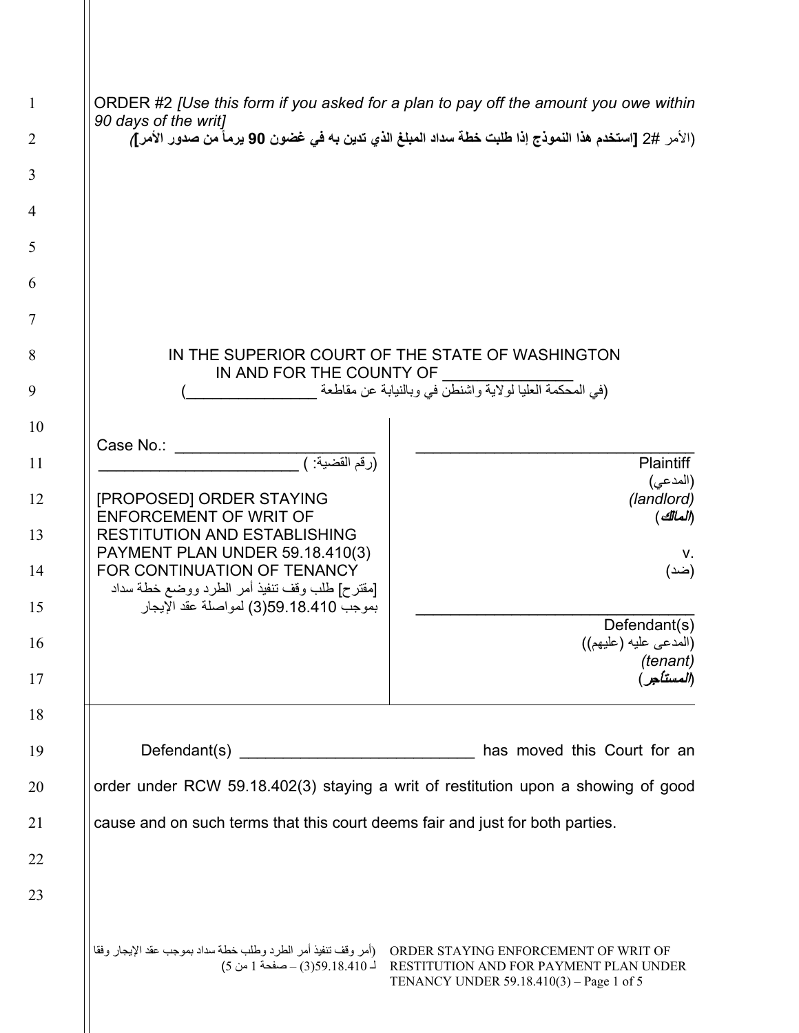ORDER #2 *[Use this form if you asked for a plan to pay off the amount you owe within 90 days of the writ]*
(الأمر #2 **[استخدم هذا النموذج إذا طلبت خطة سداد المبلغ الذي تدين به في غضون 90 يوماً من صدور الأمر]**)

IN THE SUPERIOR COURT OF THE STATE OF WASHINGTON
IN AND FOR THE COUNTY OF _______________
(في المحكمة العليا لولاية واشنطن في وبالنيابة عن مقاطعة _______________)

| | |
|---|---|
| _______________________________ Plaintiff (المدعي) *(landlord)* (*المالك*) v. (ضد) _______________________________ Defendant(s) (المدعى عليه (عليهم)) *(tenant)* (*المستأجر*) | Case No.: _______________________ (رقم القضية: ) _______________________ [PROPOSED] ORDER STAYING ENFORCEMENT OF WRIT OF RESTITUTION AND ESTABLISHING PAYMENT PLAN UNDER 59.18.410(3) FOR CONTINUATION OF TENANCY [مقترح] طلب وقف تنفيذ أمر الطرد ووضع خطة سداد بموجب 59.18.410(3) لمواصلة عقد الإيجار |

Defendant(s) ___________________________ has moved this Court for an order under RCW 59.18.402(3) staying a writ of restitution upon a showing of good cause and on such terms that this court deems fair and just for both parties.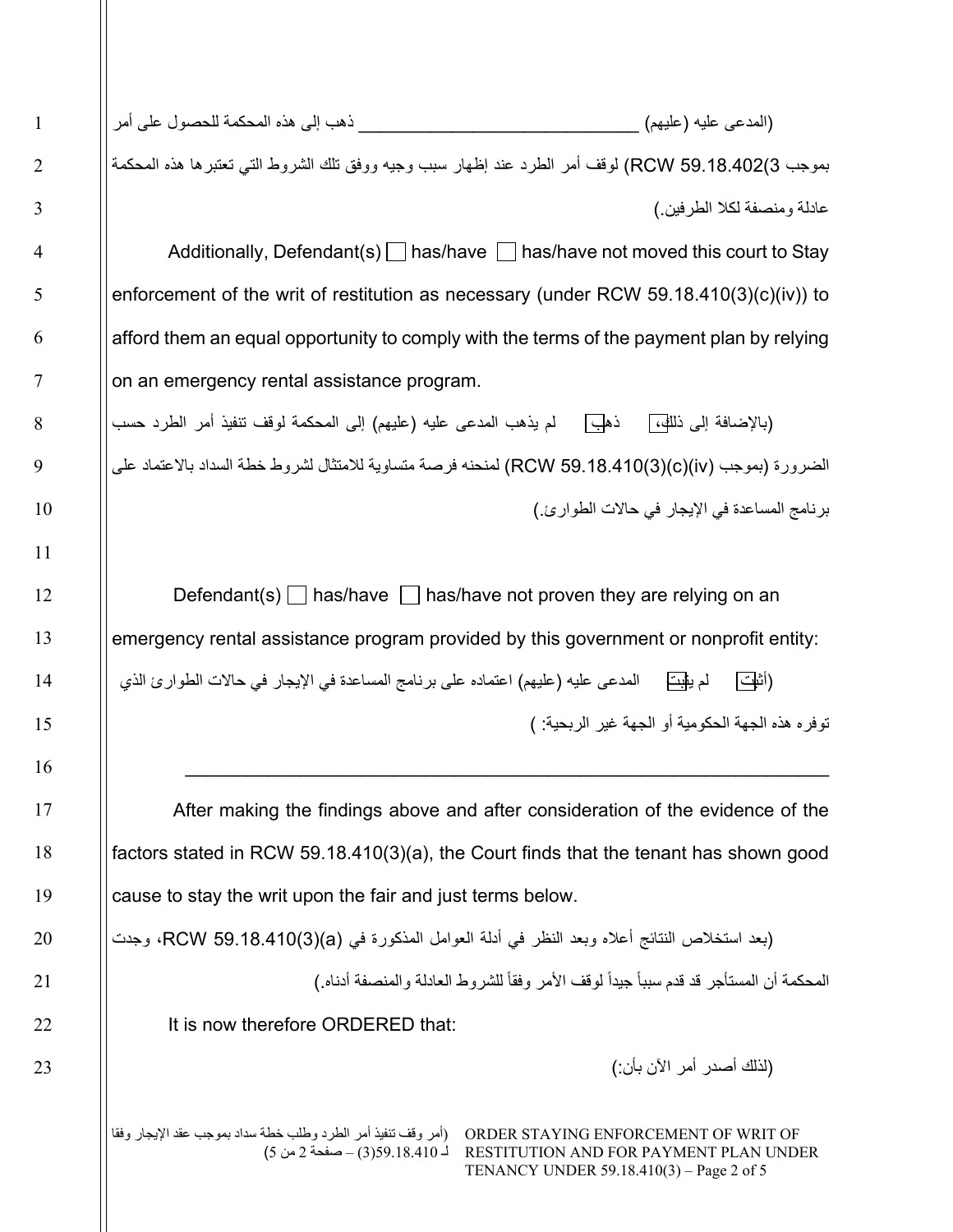(المدعى عليه (عليهم) ______________________________ ذهب إلى هذه المحكمة للحصول على أمر بموجب RCW 59.18.402(3) لوقف أمر الطرد عند إظهار سبب وجيه ووفق تلك الشروط التي تعتبرها هذه المحكمة عادلة ومنصفة لكلا الطرفين.)

Additionally, Defendant(s) ☐ has/have ☐ has/have not moved this court to Stay enforcement of the writ of restitution as necessary (under RCW 59.18.410(3)(c)(iv)) to afford them an equal opportunity to comply with the terms of the payment plan by relying on an emergency rental assistance program.

(بالإضافة إلى ذلك، ☐ ذهب ☐ لم يذهب المدعى عليه (عليهم) إلى المحكمة لوقف تنفيذ أمر الطرد حسب الضرورة (بموجب RCW 59.18.410(3)(c)(iv)) لمنحه فرصة متساوية للامتثال لشروط خطة السداد بالاعتماد على برنامج المساعدة في الإيجار في حالات الطوارئ.)

Defendant(s) ☐ has/have ☐ has/have not proven they are relying on an emergency rental assistance program provided by this government or nonprofit entity:

(☐ أثبت ☐ لم يثبت المدعى عليه (عليهم) اعتماده على برنامج المساعدة في الإيجار في حالات الطوارئ الذي توفره هذه الجهة الحكومية أو الجهة غير الربحية: )

_______________________________________________________________

After making the findings above and after consideration of the evidence of the factors stated in RCW 59.18.410(3)(a), the Court finds that the tenant has shown good cause to stay the writ upon the fair and just terms below.

(بعد استخلاص النتائج أعلاه وبعد النظر في أدلة العوامل المذكورة في RCW 59.18.410(3)(a)، وجدت المحكمة أن المستأجر قد قدم سبباً جيداً لوقف الأمر وفقاً للشروط العادلة والمنصفة أدناه.)

It is now therefore ORDERED that:

(لذلك أصدر أمر الآن بأن:)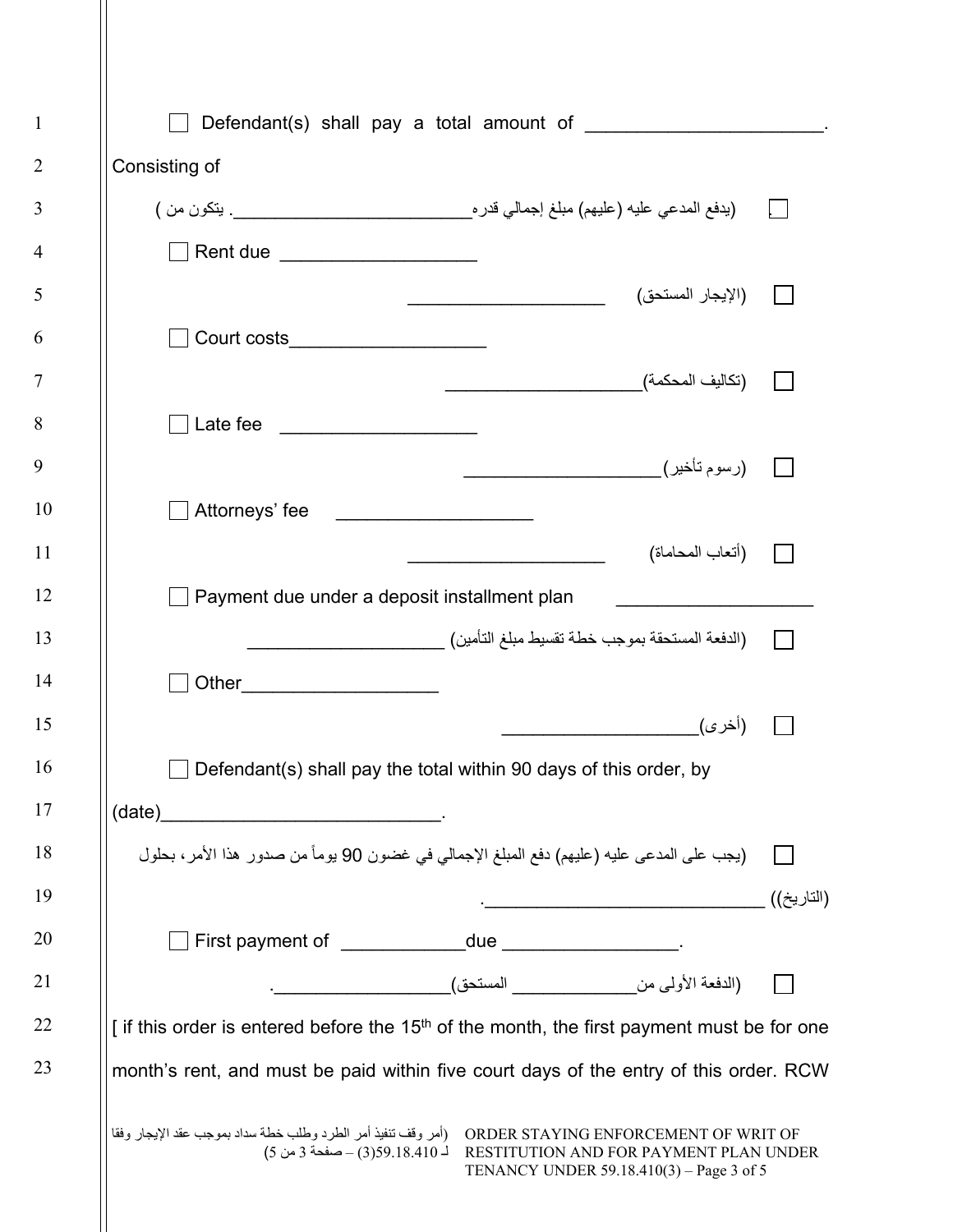☐ Defendant(s) shall pay a total amount of ______________________.
Consisting of

☐ (يدفع المدعي عليه (عليهم) مبلغ إجمالي قدره_________________________. يتكون من )

☐ Rent due __________________

☐ (الإيجار المستحق) ____________________

☐ Court costs__________________

☐ (تكاليف المحكمة)____________________

☐ Late fee __________________

☐ (رسوم تأخير)____________________

☐ Attorneys' fee __________________

☐ (أتعاب المحاماة) ____________________

☐ Payment due under a deposit installment plan __________________

☐ (الدفعة المستحقة بموجب خطة تقسيط مبلغ التأمين) ____________________

☐ Other__________________

☐ (أخرى)____________________

☐ Defendant(s) shall pay the total within 90 days of this order, by
(date)___________________________.

☐ (يجب على المدعى عليه (عليهم) دفع المبلغ الإجمالي في غضون 90 يوماً من صدور هذا الأمر، بحلول (التاريخ)) ___________________________.

☐ First payment of ____________due _________________.

☐ (الدفعة الأولى من_____________ المستحق)_________________.

[ if this order is entered before the 15th of the month, the first payment must be for one month's rent, and must be paid within five court days of the entry of this order. RCW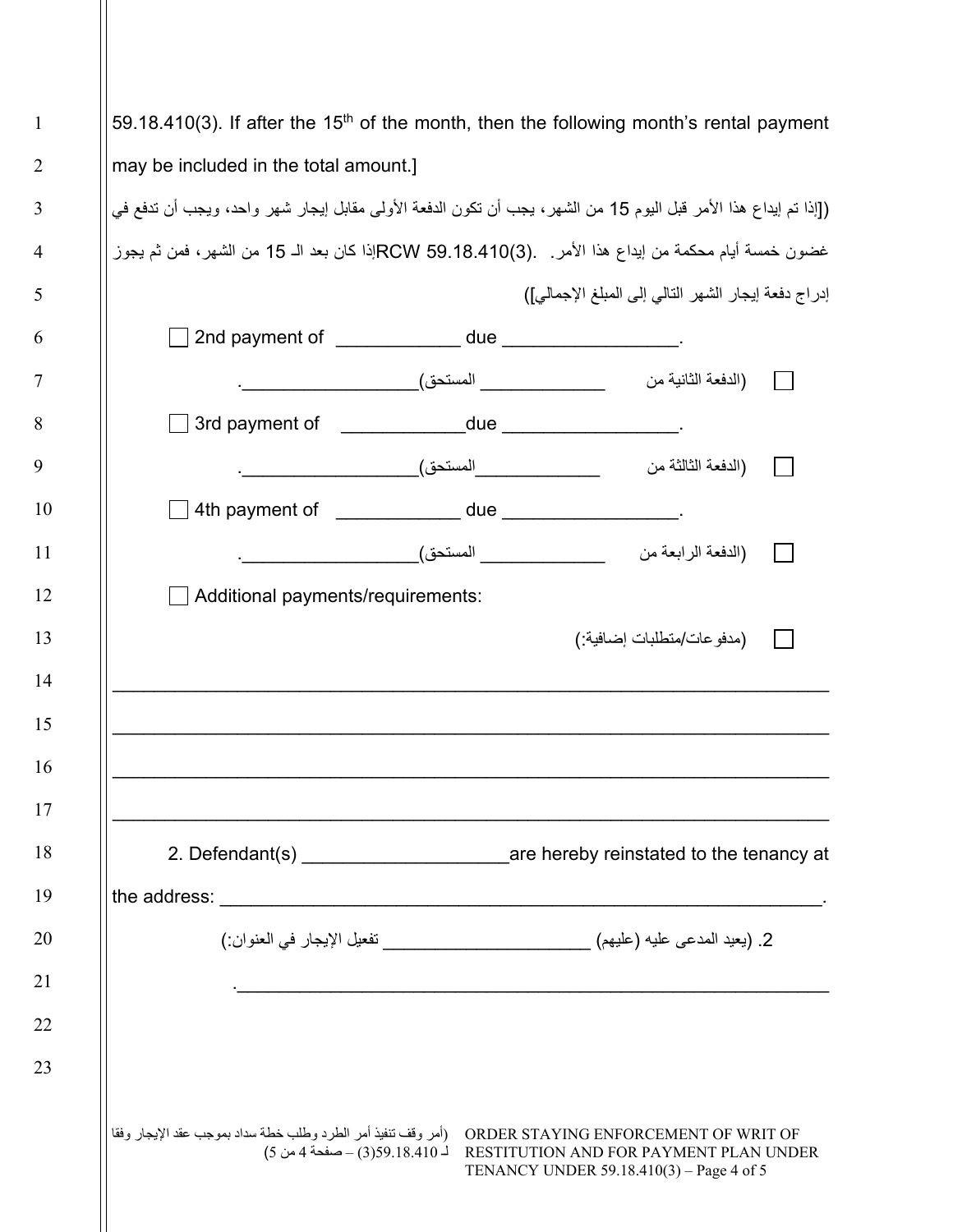59.18.410(3). If after the 15th of the month, then the following month's rental payment may be included in the total amount.]

([إذا تم إيداع هذا الأمر قبل اليوم 15 من الشهر، يجب أن تكون الدفعة الأولى مقابل إيجار شهر واحد، ويجب أن تدفع في غضون خمسة أيام محكمة من إيداع هذا الأمر. .RCW 59.18.410(3) إذا كان بعد الـ 15 من الشهر، فمن ثم يجوز إدراج دفعة إيجار الشهر التالي إلى المبلغ الإجمالي])

☐ 2nd payment of ____________ due _________________.

☐ (الدفعة الثانية من _____________ المستحق)__________________.

☐ 3rd payment of ____________ due _________________.

☐ (الدفعة الثالثة من _____________ المستحق)__________________.

☐ 4th payment of ____________ due _________________.

☐ (الدفعة الرابعة من _____________ المستحق)__________________.

☐ Additional payments/requirements:

☐ (مدفوعات/متطلبات إضافية:)

______________________________________________________________________

______________________________________________________________________

______________________________________________________________________

______________________________________________________________________

2. Defendant(s) ____________________ are hereby reinstated to the tenancy at the address: ______________________________________________________________.

2. (يعيد المدعى عليه (عليهم) ____________________ تفعيل الإيجار في العنوان:)

______________________________________________________________.

ORDER STAYING ENFORCEMENT OF WRIT OF RESTITUTION AND FOR PAYMENT PLAN UNDER TENANCY UNDER 59.18.410(3)

(أمر وقف تنفيذ أمر الطرد وطلب خطة سداد بموجب عقد الإيجار وفقا لـ 59.18.410(3))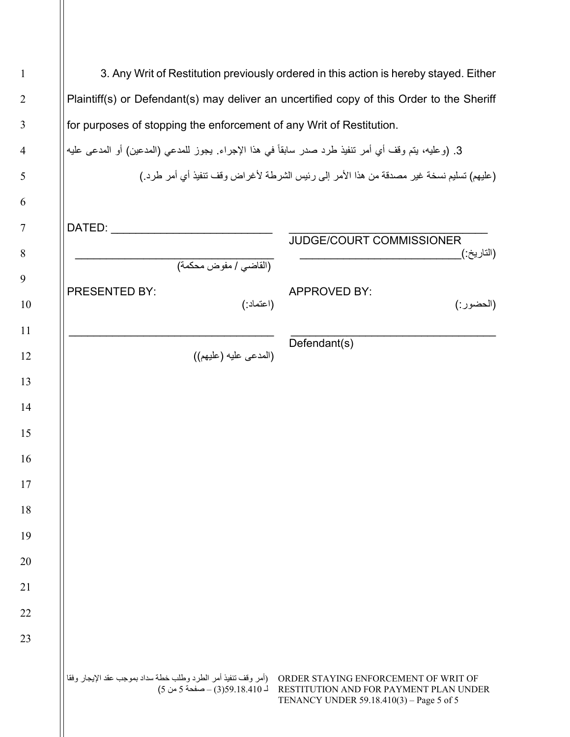3. Any Writ of Restitution previously ordered in this action is hereby stayed. Either Plaintiff(s) or Defendant(s) may deliver an uncertified copy of this Order to the Sheriff for purposes of stopping the enforcement of any Writ of Restitution.

3. (وعليه، يتم وقف أي أمر تنفيذ طرد صدر سابقاً في هذا الإجراء. يجوز للمدعي (المدعين) أو المدعى عليه (عليهم) تسليم نسخة غير مصدقة من هذا الأمر إلى رئيس الشرطة لأغراض وقف تنفيذ أي أمر طرد.)

DATED: ___________________________ (التاريخ:)___________________________

___________________________ JUDGE/COURT COMMISSIONER (القاضي / مفوض محكمة)

PRESENTED BY: (الحضور:)

APPROVED BY: (اعتماد:)

___________________________ Defendant(s) (المدعى عليه (عليهم))

___________________________

(أمر وقف تنفيذ أمر الطرد وطلب خطة سداد بموجب عقد الإيجار وفقا لـ 59.18.410(3))

ORDER STAYING ENFORCEMENT OF WRIT OF RESTITUTION AND FOR PAYMENT PLAN UNDER TENANCY UNDER 59.18.410(3)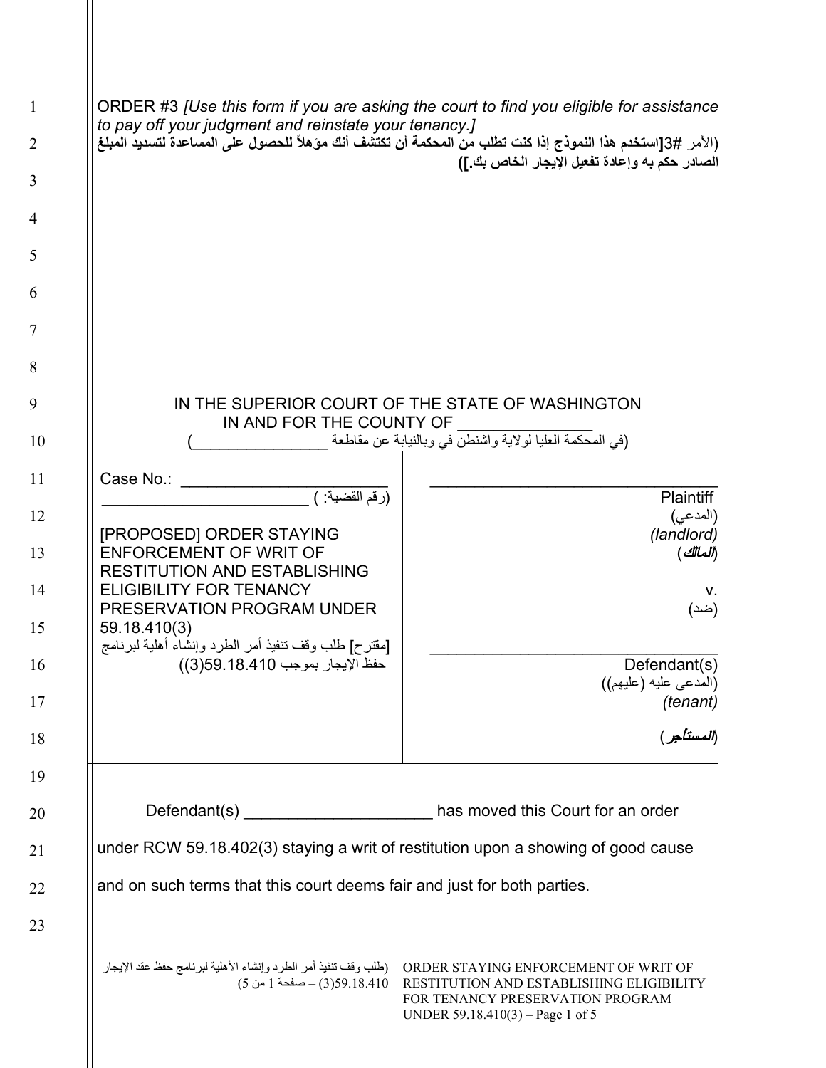ORDER #3 *[Use this form if you are asking the court to find you eligible for assistance to pay off your judgment and reinstate your tenancy.]*
**(الأمر #3[استخدم هذا النموذج إذا كنت تطلب من المحكمة أن تكتشف أنك مؤهلاً للحصول على المساعدة لتسديد المبلغ الصادر حكم به وإعادة تفعيل الإيجار الخاص بك.])**

IN THE SUPERIOR COURT OF THE STATE OF WASHINGTON
IN AND FOR THE COUNTY OF _______________
(في المحكمة العليا لولاية واشنطن في وبالنيابة عن مقاطعة ________________)

| | |
|---|---|
| Case No.: ______________________<br>(رقم القضية: ) ________________________<br><br>[PROPOSED] ORDER STAYING ENFORCEMENT OF WRIT OF RESTITUTION AND ESTABLISHING ELIGIBILITY FOR TENANCY PRESERVATION PROGRAM UNDER 59.18.410(3)<br>[مقترح] طلب وقف تنفيذ أمر الطرد وإنشاء أهلية لبرنامج حفظ الإيجار بموجب 59.18.410((3)) | ________________________________<br>Plaintiff<br>(المدعي)<br>*(landlord)*<br>*(المالك)*<br><br>v.<br>(ضد)<br><br>________________________________<br>Defendant(s)<br>(المدعى عليه (عليهم))<br>*(tenant)*<br>*(المستأجر)* |

Defendant(s) _____________________ has moved this Court for an order under RCW 59.18.402(3) staying a writ of restitution upon a showing of good cause and on such terms that this court deems fair and just for both parties.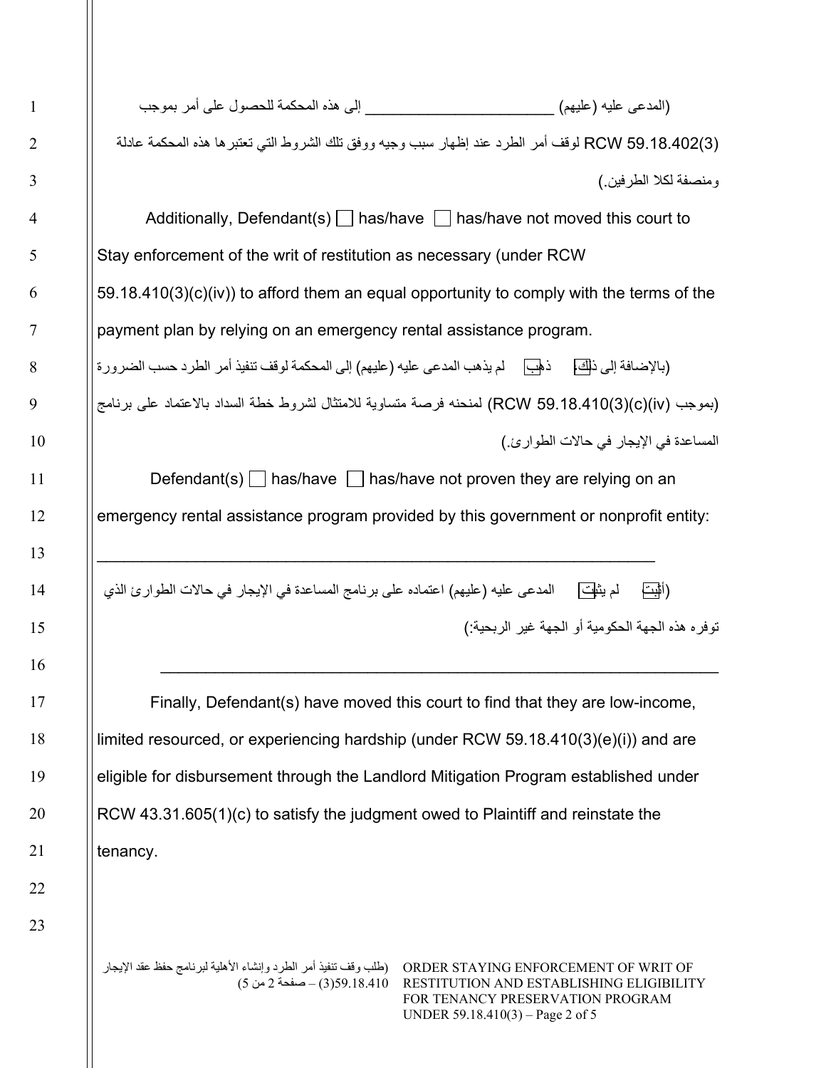(المدعى عليه (عليهم) ______________________ إلى هذه المحكمة للحصول على أمر بموجب RCW 59.18.402(3) لوقف أمر الطرد عند إظهار سبب وجيه ووفق تلك الشروط التي تعتبرها هذه المحكمة عادلة ومنصفة لكلا الطرفين.)

Additionally, Defendant(s) ☐ has/have ☐ has/have not moved this court to Stay enforcement of the writ of restitution as necessary (under RCW 59.18.410(3)(c)(iv)) to afford them an equal opportunity to comply with the terms of the payment plan by relying on an emergency rental assistance program.

(بالإضافة إلى ذلك، ☐ ذهب ☐ لم يذهب المدعى عليه (عليهم) إلى المحكمة لوقف تنفيذ أمر الطرد حسب الضرورة (بموجب RCW 59.18.410(3)(c)(iv)) لمنحنه فرصة متساوية للامتثال لشروط خطة السداد بالاعتماد على برنامج المساعدة في الإيجار في حالات الطوارئ.)

Defendant(s) ☐ has/have ☐ has/have not proven they are relying on an emergency rental assistance program provided by this government or nonprofit entity:

______________________________________________________________

(☐ أثبت ☐ لم يثبت المدعى عليه (عليهم) اعتماده على برنامج المساعدة في الإيجار في حالات الطوارئ الذي توفره هذه الجهة الحكومية أو الجهة غير الربحية:)

______________________________________________________________

Finally, Defendant(s) have moved this court to find that they are low-income, limited resourced, or experiencing hardship (under RCW 59.18.410(3)(e)(i)) and are eligible for disbursement through the Landlord Mitigation Program established under RCW 43.31.605(1)(c) to satisfy the judgment owed to Plaintiff and reinstate the tenancy.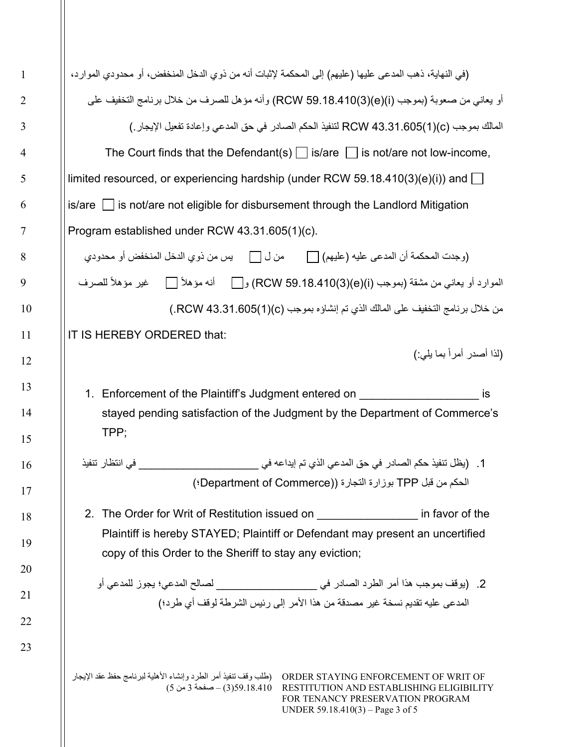(في النهاية، ذهب المدعى عليها (عليهم) إلى المحكمة لإثبات أنه من ذوي الدخل المنخفض، أو محدودي الموارد، أو يعاني من صعوبة (بموجب RCW 59.18.410(3)(e)(i)) وأنه مؤهل للصرف من خلال برنامج التخفيف على المالك بموجب RCW 43.31.605(1)(c) لتنفيذ الحكم الصادر في حق المدعي وإعادة تفعيل الإيجار.)

The Court finds that the Defendant(s) ☐ is/are ☐ is not/are not low-income, limited resourced, or experiencing hardship (under RCW 59.18.410(3)(e)(i)) and ☐ is/are ☐ is not/are not eligible for disbursement through the Landlord Mitigation Program established under RCW 43.31.605(1)(c).

(وجدت المحكمة أن المدعى عليه (عليهم) ☐ من ل ☐ يس من ذوي الدخل المنخفض أو محدودي الموارد أو يعاني من مشقة (بموجب RCW 59.18.410(3)(e)(i)) و☐ أنه مؤهلاً ☐ غير مؤهلاً للصرف من خلال برنامج التخفيف على المالك الذي تم إنشاؤه بموجب RCW 43.31.605(1)(c).)

IT IS HEREBY ORDERED that:

(لذا أصدر أمراً بما يلي:)

1. Enforcement of the Plaintiff's Judgment entered on ___________________ is stayed pending satisfaction of the Judgment by the Department of Commerce's TPP;

1. (يظل تنفيذ حكم الصادر في حق المدعي الذي تم إيداعه في ____________________ في انتظار تنفيذ الحكم من قبل TPP بوزارة التجارة ((Department of Commerce)؛)

2. The Order for Writ of Restitution issued on ________________ in favor of the Plaintiff is hereby STAYED; Plaintiff or Defendant may present an uncertified copy of this Order to the Sheriff to stay any eviction;

2. (يوقف بموجب هذا أمر الطرد الصادر في ________________ لصالح المدعي؛ يجوز للمدعي أو المدعى عليه تقديم نسخة غير مصدقة من هذا الأمر إلى رئيس الشرطة لوقف أي طرد؛)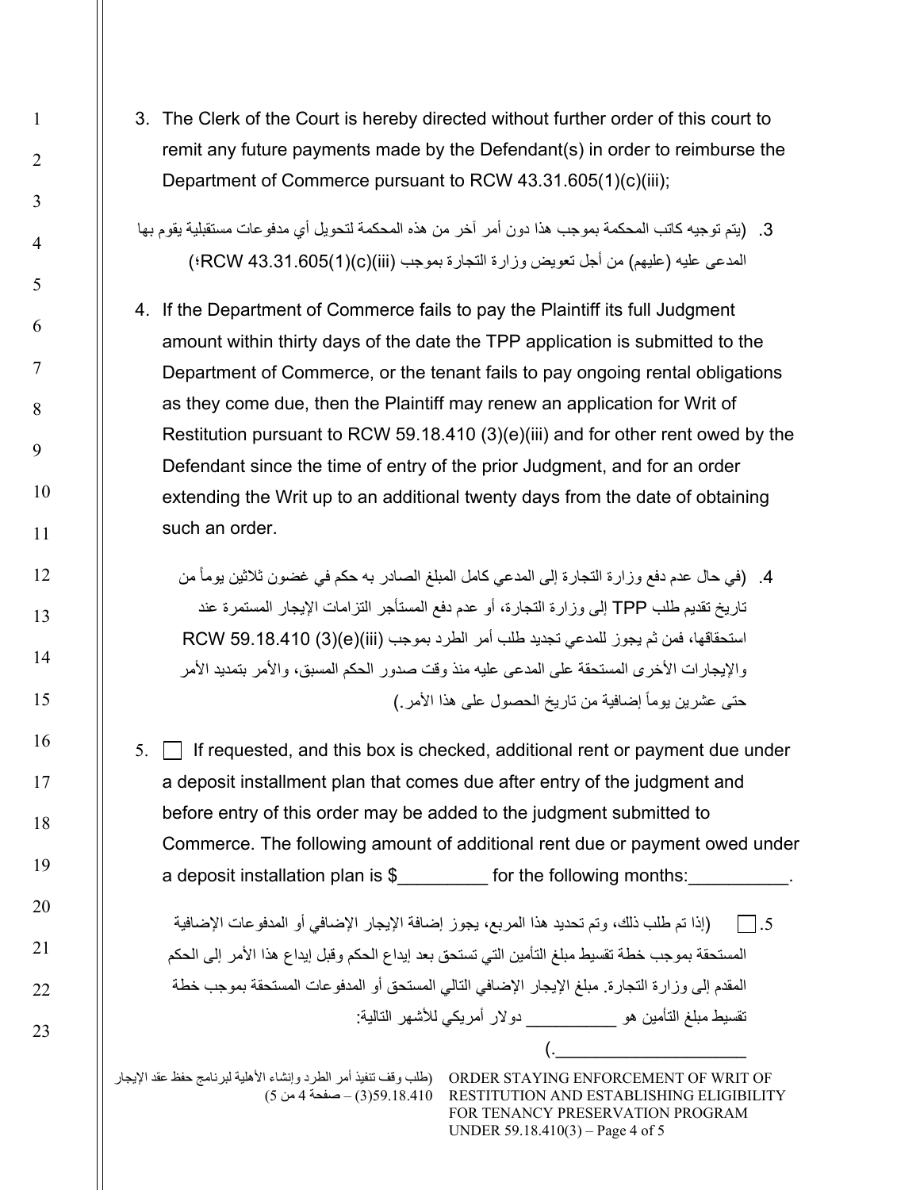3. The Clerk of the Court is hereby directed without further order of this court to remit any future payments made by the Defendant(s) in order to reimburse the Department of Commerce pursuant to RCW 43.31.605(1)(c)(iii);

3. (يتم توجيه كاتب المحكمة بموجب هذا دون أمر آخر من هذه المحكمة لتحويل أي مدفوعات مستقبلية يقوم بها المدعى عليه (عليهم) من أجل تعويض وزارة التجارة بموجب RCW 43.31.605(1)(c)(iii)؛)

4. If the Department of Commerce fails to pay the Plaintiff its full Judgment amount within thirty days of the date the TPP application is submitted to the Department of Commerce, or the tenant fails to pay ongoing rental obligations as they come due, then the Plaintiff may renew an application for Writ of Restitution pursuant to RCW 59.18.410 (3)(e)(iii) and for other rent owed by the Defendant since the time of entry of the prior Judgment, and for an order extending the Writ up to an additional twenty days from the date of obtaining such an order.

4. (في حال عدم دفع وزارة التجارة إلى المدعي كامل المبلغ الصادر به حكم في غضون ثلاثين يوماً من تاريخ تقديم طلب TPP إلى وزارة التجارة، أو عدم دفع المستأجر التزامات الإيجار المستمرة عند استحقاقها، فمن ثم يجوز للمدعي تجديد طلب أمر الطرد بموجب RCW 59.18.410 (3)(e)(iii) والإيجارات الأخرى المستحقة على المدعى عليه منذ وقت صدور الحكم المسبق، والأمر بتمديد الأمر حتى عشرين يوماً إضافية من تاريخ الحصول على هذا الأمر.)

5. ☐ If requested, and this box is checked, additional rent or payment due under a deposit installment plan that comes due after entry of the judgment and before entry of this order may be added to the judgment submitted to Commerce. The following amount of additional rent due or payment owed under a deposit installation plan is $_________ for the following months:__________.

5. ☐ (إذا تم طلب ذلك، وتم تحديد هذا المربع، يجوز إضافة الإيجار الإضافي أو المدفوعات الإضافية المستحقة بموجب خطة تقسيط مبلغ التأمين التي تستحق بعد إيداع الحكم وقبل إيداع هذا الأمر إلى الحكم المقدم إلى وزارة التجارة. مبلغ الإيجار الإضافي التالي المستحق أو المدفوعات المستحقة بموجب خطة تقسيط مبلغ التأمين هو __________ دولار أمريكي للأشهر التالية: ____________________.)

ORDER STAYING ENFORCEMENT OF WRIT OF RESTITUTION AND ESTABLISHING ELIGIBILITY FOR TENANCY PRESERVATION PROGRAM UNDER 59.18.410(3)

(طلب وقف تنفيذ أمر الطرد وإنشاء الأهلية لبرنامج حفظ عقد الإيجار 59.18.410(3))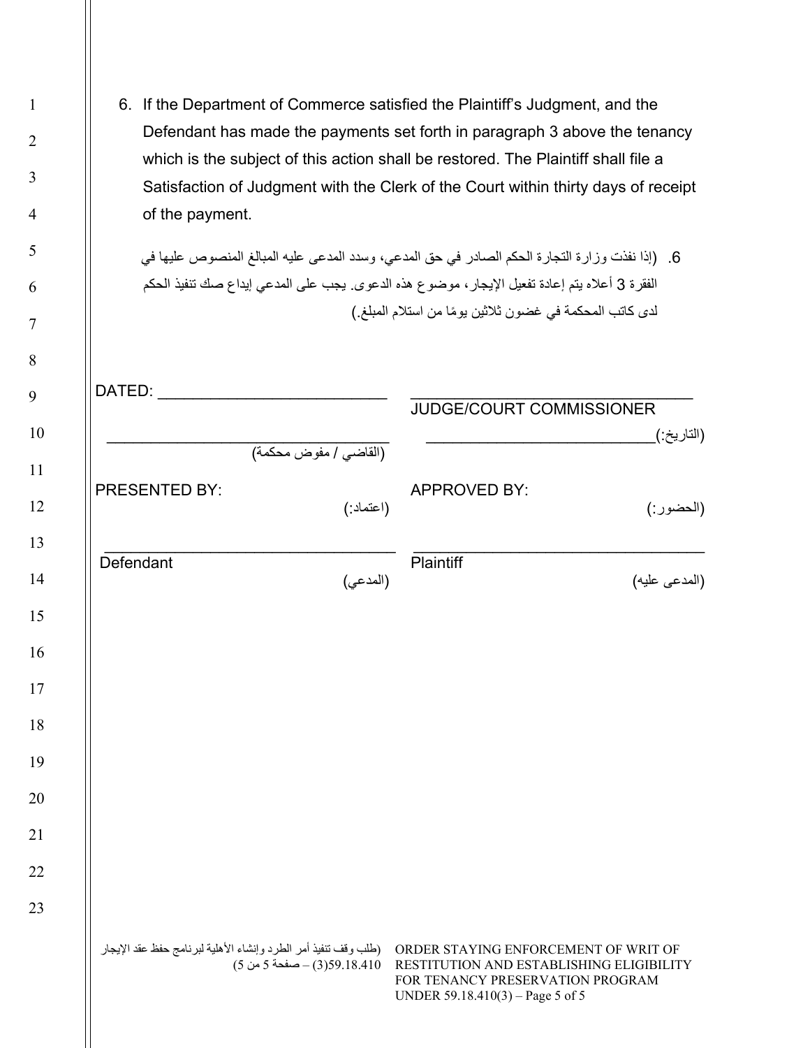6. If the Department of Commerce satisfied the Plaintiff's Judgment, and the Defendant has made the payments set forth in paragraph 3 above the tenancy which is the subject of this action shall be restored. The Plaintiff shall file a Satisfaction of Judgment with the Clerk of the Court within thirty days of receipt of the payment.

6. (إذا نفذت وزارة التجارة الحكم الصادر في حق المدعي، وسدد المدعى عليه المبالغ المنصوص عليها في الفقرة 3 أعلاه يتم إعادة تفعيل الإيجار، موضوع هذه الدعوى. يجب على المدعي إيداع صك تنفيذ الحكم لدى كاتب المحكمة في غضون ثلاثين يومًا من استلام المبلغ.)

DATED: ___________________________ (التاريخ:)___________________________

___________________________ JUDGE/COURT COMMISSIONER (القاضي / مفوض محكمة)

PRESENTED BY: (اعتماد:)

___________________________
Defendant (المدعي)

APPROVED BY: (الحضور:)

___________________________
Plaintiff (المدعى عليه)

ORDER STAYING ENFORCEMENT OF WRIT OF RESTITUTION AND ESTABLISHING ELIGIBILITY FOR TENANCY PRESERVATION PROGRAM UNDER 59.18.410(3)

(طلب وقف تنفيذ أمر الطرد وإنشاء الأهلية لبرنامج حفظ عقد الإيجار 59.18.410(3))